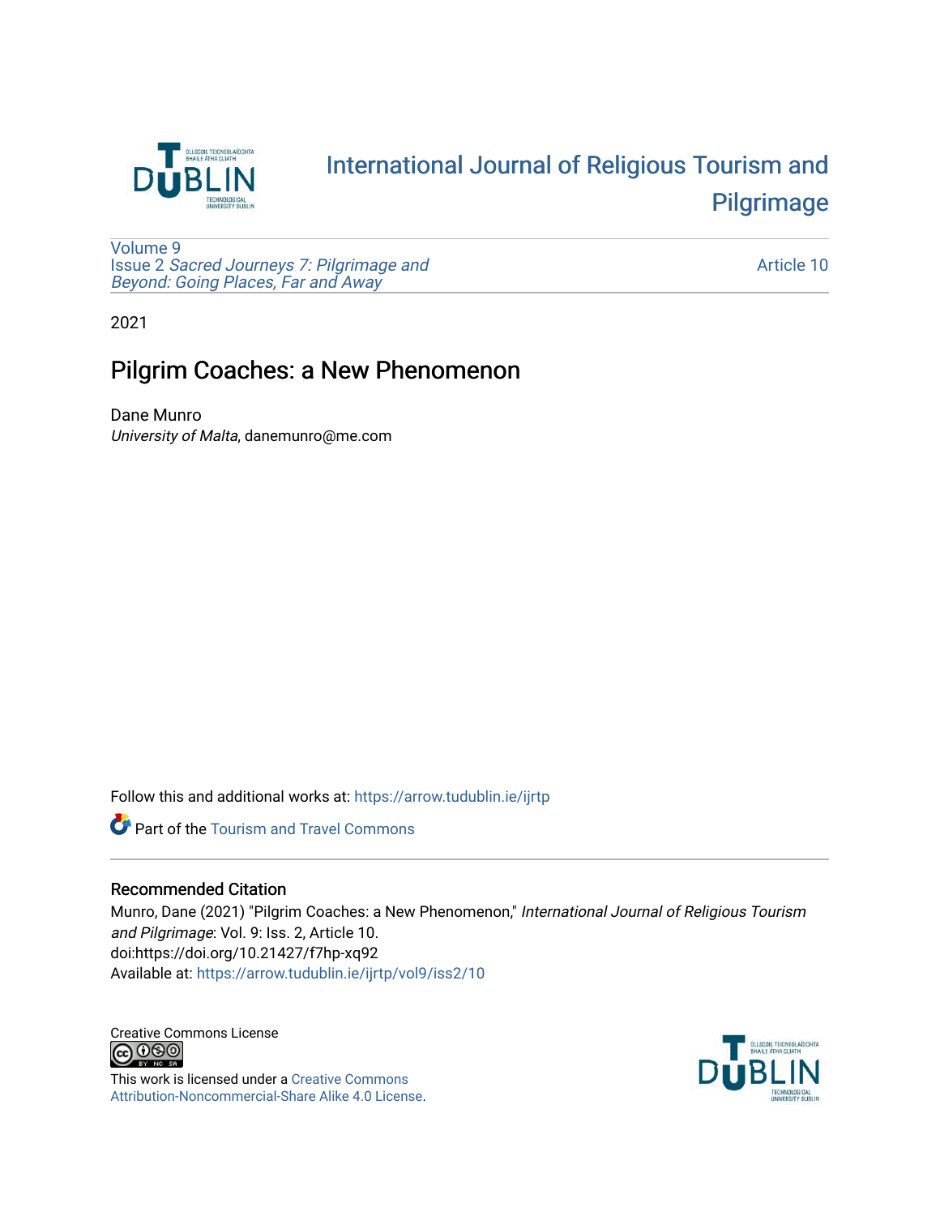# International Journal of Religious Tourism and Pilgrimage

Volume 9
Issue 2 *Sacred Journeys 7: Pilgrimage and Beyond: Going Places, Far and Away*

Article 10

2021

## Pilgrim Coaches: a New Phenomenon

Dane Munro
*University of Malta*, danemunro@me.com

Follow this and additional works at: https://arrow.tudublin.ie/ijrtp

Part of the Tourism and Travel Commons

### Recommended Citation

Munro, Dane (2021) "Pilgrim Coaches: a New Phenomenon," *International Journal of Religious Tourism and Pilgrimage*: Vol. 9: Iss. 2, Article 10.
doi:https://doi.org/10.21427/f7hp-xq92
Available at: https://arrow.tudublin.ie/ijrtp/vol9/iss2/10

Creative Commons License

This work is licensed under a Creative Commons Attribution-Noncommercial-Share Alike 4.0 License.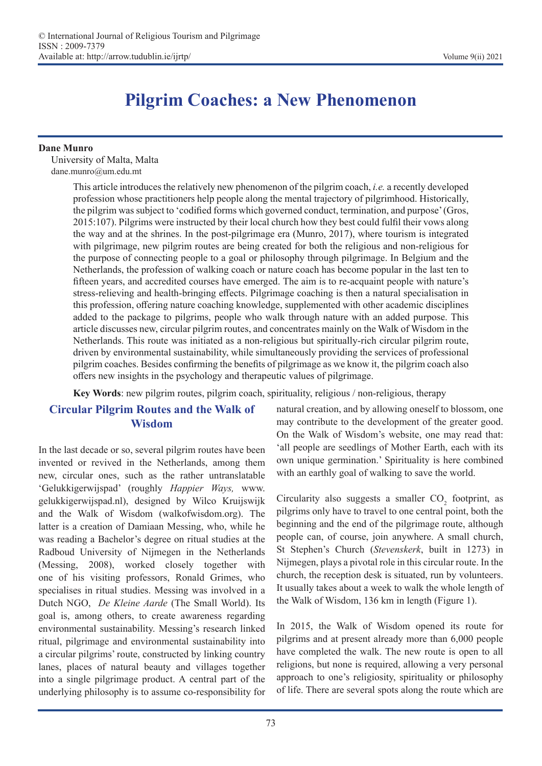# Pilgrim Coaches: a New Phenomenon

**Dane Munro**
University of Malta, Malta
dane.munro@um.edu.mt

This article introduces the relatively new phenomenon of the pilgrim coach, *i.e.* a recently developed profession whose practitioners help people along the mental trajectory of pilgrimhood. Historically, the pilgrim was subject to 'codified forms which governed conduct, termination, and purpose' (Gros, 2015:107). Pilgrims were instructed by their local church how they best could fulfil their vows along the way and at the shrines. In the post-pilgrimage era (Munro, 2017), where tourism is integrated with pilgrimage, new pilgrim routes are being created for both the religious and non-religious for the purpose of connecting people to a goal or philosophy through pilgrimage. In Belgium and the Netherlands, the profession of walking coach or nature coach has become popular in the last ten to fifteen years, and accredited courses have emerged. The aim is to re-acquaint people with nature's stress-relieving and health-bringing effects. Pilgrimage coaching is then a natural specialisation in this profession, offering nature coaching knowledge, supplemented with other academic disciplines added to the package to pilgrims, people who walk through nature with an added purpose. This article discusses new, circular pilgrim routes, and concentrates mainly on the Walk of Wisdom in the Netherlands. This route was initiated as a non-religious but spiritually-rich circular pilgrim route, driven by environmental sustainability, while simultaneously providing the services of professional pilgrim coaches. Besides confirming the benefits of pilgrimage as we know it, the pilgrim coach also offers new insights in the psychology and therapeutic values of pilgrimage.

**Key Words**: new pilgrim routes, pilgrim coach, spirituality, religious / non-religious, therapy

## Circular Pilgrim Routes and the Walk of Wisdom

In the last decade or so, several pilgrim routes have been invented or revived in the Netherlands, among them new, circular ones, such as the rather untranslatable 'Gelukkigerwijspad' (roughly *Happier Ways,* www.gelukkigerwijspad.nl), designed by Wilco Kruijswijk and the Walk of Wisdom (walkofwisdom.org). The latter is a creation of Damiaan Messing, who, while he was reading a Bachelor's degree on ritual studies at the Radboud University of Nijmegen in the Netherlands (Messing, 2008), worked closely together with one of his visiting professors, Ronald Grimes, who specialises in ritual studies. Messing was involved in a Dutch NGO, *De Kleine Aarde* (The Small World). Its goal is, among others, to create awareness regarding environmental sustainability. Messing's research linked ritual, pilgrimage and environmental sustainability into a circular pilgrims' route, constructed by linking country lanes, places of natural beauty and villages together into a single pilgrimage product. A central part of the underlying philosophy is to assume co-responsibility for natural creation, and by allowing oneself to blossom, one may contribute to the development of the greater good. On the Walk of Wisdom's website, one may read that: 'all people are seedlings of Mother Earth, each with its own unique germination.' Spirituality is here combined with an earthly goal of walking to save the world.

Circularity also suggests a smaller $CO_2$ footprint, as pilgrims only have to travel to one central point, both the beginning and the end of the pilgrimage route, although people can, of course, join anywhere. A small church, St Stephen's Church (*Stevenskerk*, built in 1273) in Nijmegen, plays a pivotal role in this circular route. In the church, the reception desk is situated, run by volunteers. It usually takes about a week to walk the whole length of the Walk of Wisdom, 136 km in length (Figure 1).

In 2015, the Walk of Wisdom opened its route for pilgrims and at present already more than 6,000 people have completed the walk. The new route is open to all religions, but none is required, allowing a very personal approach to one's religiosity, spirituality or philosophy of life. There are several spots along the route which are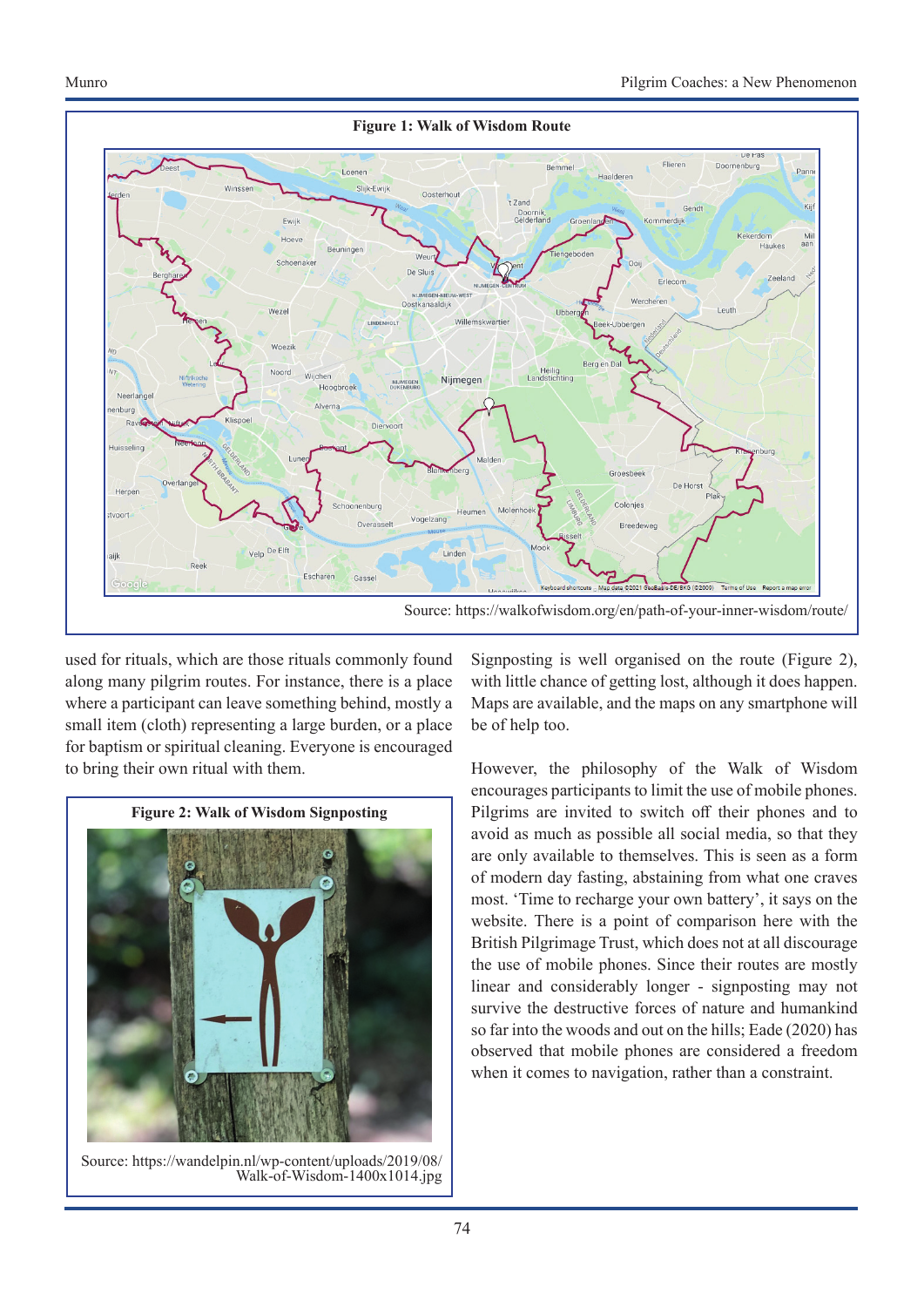**Figure 1: Walk of Wisdom Route**

Source: https://walkofwisdom.org/en/path-of-your-inner-wisdom/route/

used for rituals, which are those rituals commonly found along many pilgrim routes. For instance, there is a place where a participant can leave something behind, mostly a small item (cloth) representing a large burden, or a place for baptism or spiritual cleaning. Everyone is encouraged to bring their own ritual with them.

**Figure 2: Walk of Wisdom Signposting**

Source: https://wandelpin.nl/wp-content/uploads/2019/08/Walk-of-Wisdom-1400x1014.jpg

Signposting is well organised on the route (Figure 2), with little chance of getting lost, although it does happen. Maps are available, and the maps on any smartphone will be of help too.

However, the philosophy of the Walk of Wisdom encourages participants to limit the use of mobile phones. Pilgrims are invited to switch off their phones and to avoid as much as possible all social media, so that they are only available to themselves. This is seen as a form of modern day fasting, abstaining from what one craves most. 'Time to recharge your own battery', it says on the website. There is a point of comparison here with the British Pilgrimage Trust, which does not at all discourage the use of mobile phones. Since their routes are mostly linear and considerably longer - signposting may not survive the destructive forces of nature and humankind so far into the woods and out on the hills; Eade (2020) has observed that mobile phones are considered a freedom when it comes to navigation, rather than a constraint.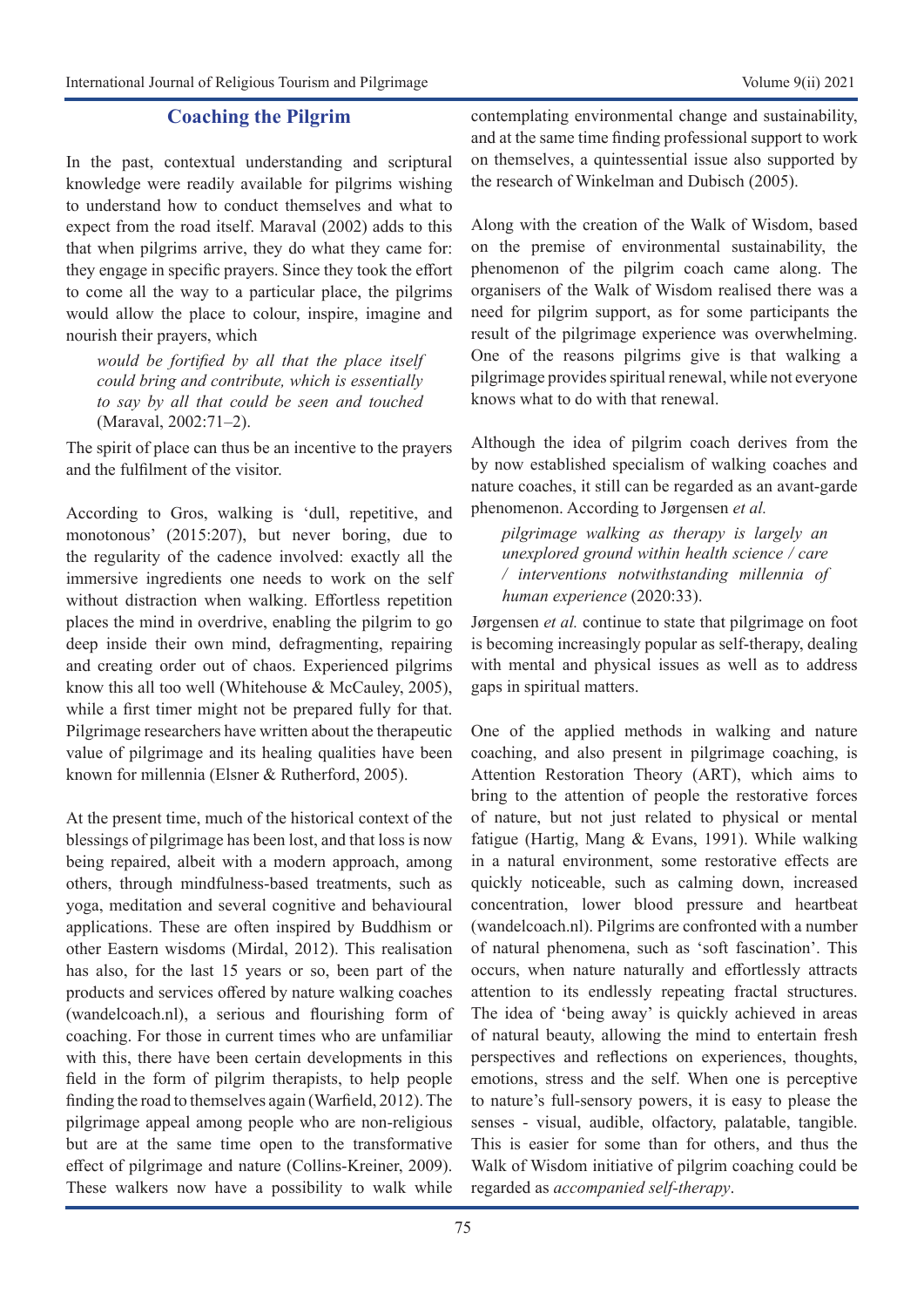## Coaching the Pilgrim

In the past, contextual understanding and scriptural knowledge were readily available for pilgrims wishing to understand how to conduct themselves and what to expect from the road itself. Maraval (2002) adds to this that when pilgrims arrive, they do what they came for: they engage in specific prayers. Since they took the effort to come all the way to a particular place, the pilgrims would allow the place to colour, inspire, imagine and nourish their prayers, which

> *would be fortified by all that the place itself could bring and contribute, which is essentially to say by all that could be seen and touched* (Maraval, 2002:71–2).

The spirit of place can thus be an incentive to the prayers and the fulfilment of the visitor.

According to Gros, walking is 'dull, repetitive, and monotonous' (2015:207), but never boring, due to the regularity of the cadence involved: exactly all the immersive ingredients one needs to work on the self without distraction when walking. Effortless repetition places the mind in overdrive, enabling the pilgrim to go deep inside their own mind, defragmenting, repairing and creating order out of chaos. Experienced pilgrims know this all too well (Whitehouse & McCauley, 2005), while a first timer might not be prepared fully for that. Pilgrimage researchers have written about the therapeutic value of pilgrimage and its healing qualities have been known for millennia (Elsner & Rutherford, 2005).

At the present time, much of the historical context of the blessings of pilgrimage has been lost, and that loss is now being repaired, albeit with a modern approach, among others, through mindfulness-based treatments, such as yoga, meditation and several cognitive and behavioural applications. These are often inspired by Buddhism or other Eastern wisdoms (Mirdal, 2012). This realisation has also, for the last 15 years or so, been part of the products and services offered by nature walking coaches (wandelcoach.nl), a serious and flourishing form of coaching. For those in current times who are unfamiliar with this, there have been certain developments in this field in the form of pilgrim therapists, to help people finding the road to themselves again (Warfield, 2012). The pilgrimage appeal among people who are non-religious but are at the same time open to the transformative effect of pilgrimage and nature (Collins-Kreiner, 2009). These walkers now have a possibility to walk while contemplating environmental change and sustainability, and at the same time finding professional support to work on themselves, a quintessential issue also supported by the research of Winkelman and Dubisch (2005).

Along with the creation of the Walk of Wisdom, based on the premise of environmental sustainability, the phenomenon of the pilgrim coach came along. The organisers of the Walk of Wisdom realised there was a need for pilgrim support, as for some participants the result of the pilgrimage experience was overwhelming. One of the reasons pilgrims give is that walking a pilgrimage provides spiritual renewal, while not everyone knows what to do with that renewal.

Although the idea of pilgrim coach derives from the by now established specialism of walking coaches and nature coaches, it still can be regarded as an avant-garde phenomenon. According to Jørgensen *et al.*

> *pilgrimage walking as therapy is largely an unexplored ground within health science / care / interventions notwithstanding millennia of human experience* (2020:33).

Jørgensen *et al.* continue to state that pilgrimage on foot is becoming increasingly popular as self-therapy, dealing with mental and physical issues as well as to address gaps in spiritual matters.

One of the applied methods in walking and nature coaching, and also present in pilgrimage coaching, is Attention Restoration Theory (ART), which aims to bring to the attention of people the restorative forces of nature, but not just related to physical or mental fatigue (Hartig, Mang & Evans, 1991). While walking in a natural environment, some restorative effects are quickly noticeable, such as calming down, increased concentration, lower blood pressure and heartbeat (wandelcoach.nl). Pilgrims are confronted with a number of natural phenomena, such as 'soft fascination'. This occurs, when nature naturally and effortlessly attracts attention to its endlessly repeating fractal structures. The idea of 'being away' is quickly achieved in areas of natural beauty, allowing the mind to entertain fresh perspectives and reflections on experiences, thoughts, emotions, stress and the self. When one is perceptive to nature's full-sensory powers, it is easy to please the senses - visual, audible, olfactory, palatable, tangible. This is easier for some than for others, and thus the Walk of Wisdom initiative of pilgrim coaching could be regarded as *accompanied self-therapy*.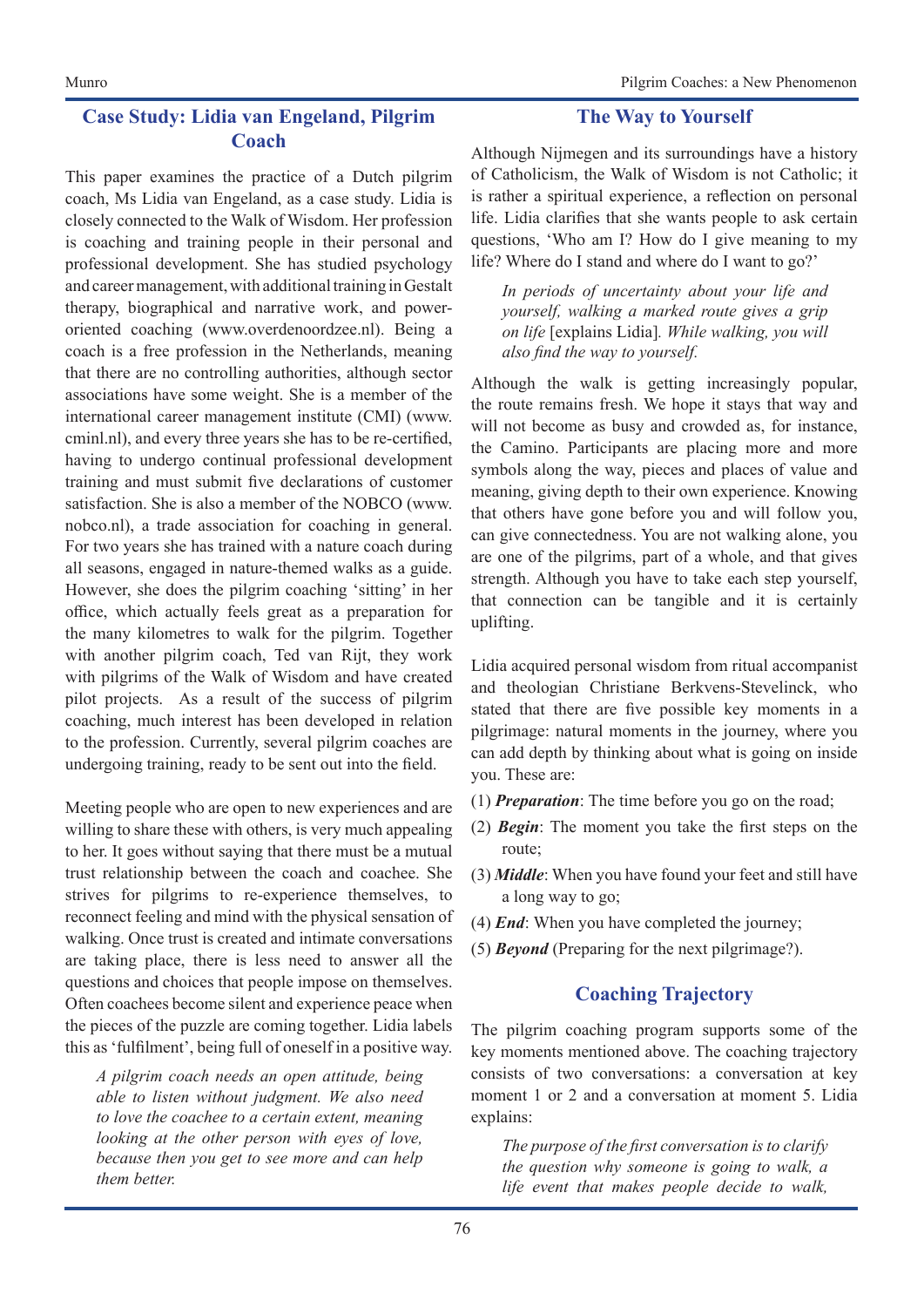## Case Study: Lidia van Engeland, Pilgrim Coach

This paper examines the practice of a Dutch pilgrim coach, Ms Lidia van Engeland, as a case study. Lidia is closely connected to the Walk of Wisdom. Her profession is coaching and training people in their personal and professional development. She has studied psychology and career management, with additional training in Gestalt therapy, biographical and narrative work, and power-oriented coaching (www.overdenoordzee.nl). Being a coach is a free profession in the Netherlands, meaning that there are no controlling authorities, although sector associations have some weight. She is a member of the international career management institute (CMI) (www.cminl.nl), and every three years she has to be re-certified, having to undergo continual professional development training and must submit five declarations of customer satisfaction. She is also a member of the NOBCO (www.nobco.nl), a trade association for coaching in general. For two years she has trained with a nature coach during all seasons, engaged in nature-themed walks as a guide. However, she does the pilgrim coaching 'sitting' in her office, which actually feels great as a preparation for the many kilometres to walk for the pilgrim. Together with another pilgrim coach, Ted van Rijt, they work with pilgrims of the Walk of Wisdom and have created pilot projects. As a result of the success of pilgrim coaching, much interest has been developed in relation to the profession. Currently, several pilgrim coaches are undergoing training, ready to be sent out into the field.

Meeting people who are open to new experiences and are willing to share these with others, is very much appealing to her. It goes without saying that there must be a mutual trust relationship between the coach and coachee. She strives for pilgrims to re-experience themselves, to reconnect feeling and mind with the physical sensation of walking. Once trust is created and intimate conversations are taking place, there is less need to answer all the questions and choices that people impose on themselves. Often coachees become silent and experience peace when the pieces of the puzzle are coming together. Lidia labels this as 'fulfilment', being full of oneself in a positive way.

> *A pilgrim coach needs an open attitude, being able to listen without judgment. We also need to love the coachee to a certain extent, meaning looking at the other person with eyes of love, because then you get to see more and can help them better.*

## The Way to Yourself

Although Nijmegen and its surroundings have a history of Catholicism, the Walk of Wisdom is not Catholic; it is rather a spiritual experience, a reflection on personal life. Lidia clarifies that she wants people to ask certain questions, 'Who am I? How do I give meaning to my life? Where do I stand and where do I want to go?'

> *In periods of uncertainty about your life and yourself, walking a marked route gives a grip on life* [explains Lidia]*. While walking, you will also find the way to yourself.*

Although the walk is getting increasingly popular, the route remains fresh. We hope it stays that way and will not become as busy and crowded as, for instance, the Camino. Participants are placing more and more symbols along the way, pieces and places of value and meaning, giving depth to their own experience. Knowing that others have gone before you and will follow you, can give connectedness. You are not walking alone, you are one of the pilgrims, part of a whole, and that gives strength. Although you have to take each step yourself, that connection can be tangible and it is certainly uplifting.

Lidia acquired personal wisdom from ritual accompanist and theologian Christiane Berkvens-Stevelinck, who stated that there are five possible key moments in a pilgrimage: natural moments in the journey, where you can add depth by thinking about what is going on inside you. These are:

(1) ***Preparation***: The time before you go on the road;
(2) ***Begin***: The moment you take the first steps on the route;
(3) ***Middle***: When you have found your feet and still have a long way to go;
(4) ***End***: When you have completed the journey;
(5) ***Beyond*** (Preparing for the next pilgrimage?).

## Coaching Trajectory

The pilgrim coaching program supports some of the key moments mentioned above. The coaching trajectory consists of two conversations: a conversation at key moment 1 or 2 and a conversation at moment 5. Lidia explains:

> *The purpose of the first conversation is to clarify the question why someone is going to walk, a life event that makes people decide to walk,*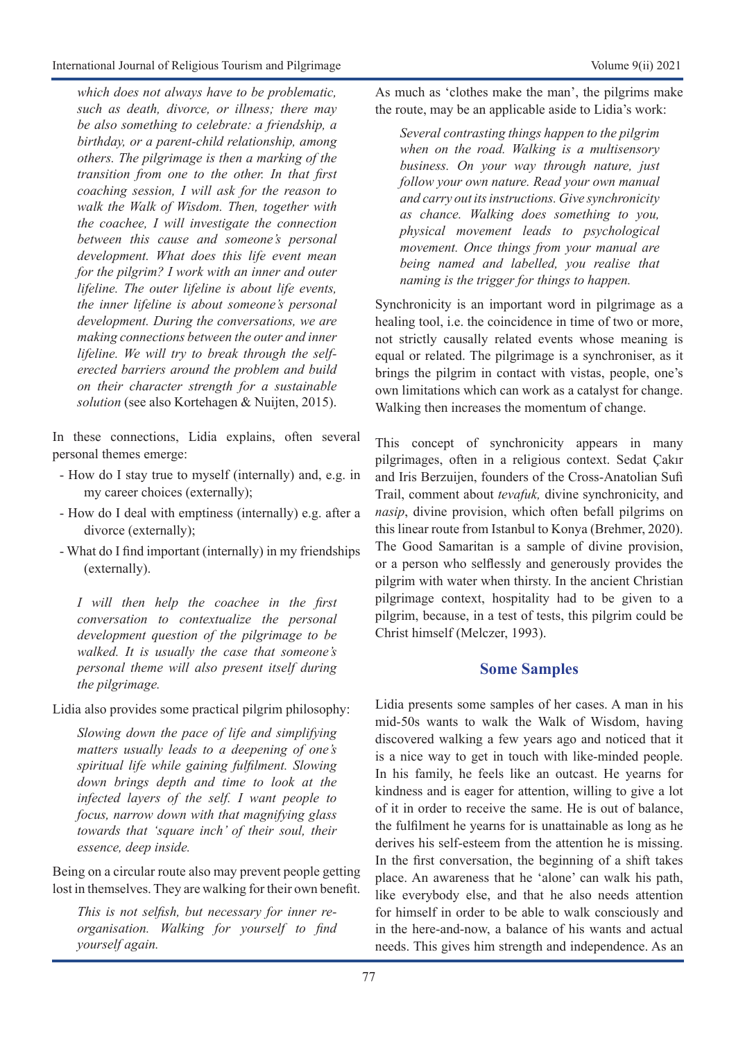*which does not always have to be problematic, such as death, divorce, or illness; there may be also something to celebrate: a friendship, a birthday, or a parent-child relationship, among others. The pilgrimage is then a marking of the transition from one to the other. In that first coaching session, I will ask for the reason to walk the Walk of Wisdom. Then, together with the coachee, I will investigate the connection between this cause and someone's personal development. What does this life event mean for the pilgrim? I work with an inner and outer lifeline. The outer lifeline is about life events, the inner lifeline is about someone's personal development. During the conversations, we are making connections between the outer and inner lifeline. We will try to break through the self-erected barriers around the problem and build on their character strength for a sustainable solution* (see also Kortehagen & Nuijten, 2015).

In these connections, Lidia explains, often several personal themes emerge:

- How do I stay true to myself (internally) and, e.g. in my career choices (externally);
- How do I deal with emptiness (internally) e.g. after a divorce (externally);
- What do I find important (internally) in my friendships (externally).

> *I will then help the coachee in the first conversation to contextualize the personal development question of the pilgrimage to be walked. It is usually the case that someone's personal theme will also present itself during the pilgrimage.*

Lidia also provides some practical pilgrim philosophy:

> *Slowing down the pace of life and simplifying matters usually leads to a deepening of one's spiritual life while gaining fulfilment. Slowing down brings depth and time to look at the infected layers of the self. I want people to focus, narrow down with that magnifying glass towards that 'square inch' of their soul, their essence, deep inside.*

Being on a circular route also may prevent people getting lost in themselves. They are walking for their own benefit.

> *This is not selfish, but necessary for inner re-organisation. Walking for yourself to find yourself again.*

As much as 'clothes make the man', the pilgrims make the route, may be an applicable aside to Lidia's work:

> *Several contrasting things happen to the pilgrim when on the road. Walking is a multisensory business. On your way through nature, just follow your own nature. Read your own manual and carry out its instructions. Give synchronicity as chance. Walking does something to you, physical movement leads to psychological movement. Once things from your manual are being named and labelled, you realise that naming is the trigger for things to happen.*

Synchronicity is an important word in pilgrimage as a healing tool, i.e. the coincidence in time of two or more, not strictly causally related events whose meaning is equal or related. The pilgrimage is a synchroniser, as it brings the pilgrim in contact with vistas, people, one's own limitations which can work as a catalyst for change. Walking then increases the momentum of change.

This concept of synchronicity appears in many pilgrimages, often in a religious context. Sedat Çakır and Iris Berzuijen, founders of the Cross-Anatolian Sufi Trail, comment about *tevafuk,* divine synchronicity, and *nasip*, divine provision, which often befall pilgrims on this linear route from Istanbul to Konya (Brehmer, 2020). The Good Samaritan is a sample of divine provision, or a person who selflessly and generously provides the pilgrim with water when thirsty. In the ancient Christian pilgrimage context, hospitality had to be given to a pilgrim, because, in a test of tests, this pilgrim could be Christ himself (Melczer, 1993).

## Some Samples

Lidia presents some samples of her cases. A man in his mid-50s wants to walk the Walk of Wisdom, having discovered walking a few years ago and noticed that it is a nice way to get in touch with like-minded people. In his family, he feels like an outcast. He yearns for kindness and is eager for attention, willing to give a lot of it in order to receive the same. He is out of balance, the fulfilment he yearns for is unattainable as long as he derives his self-esteem from the attention he is missing. In the first conversation, the beginning of a shift takes place. An awareness that he 'alone' can walk his path, like everybody else, and that he also needs attention for himself in order to be able to walk consciously and in the here-and-now, a balance of his wants and actual needs. This gives him strength and independence. As an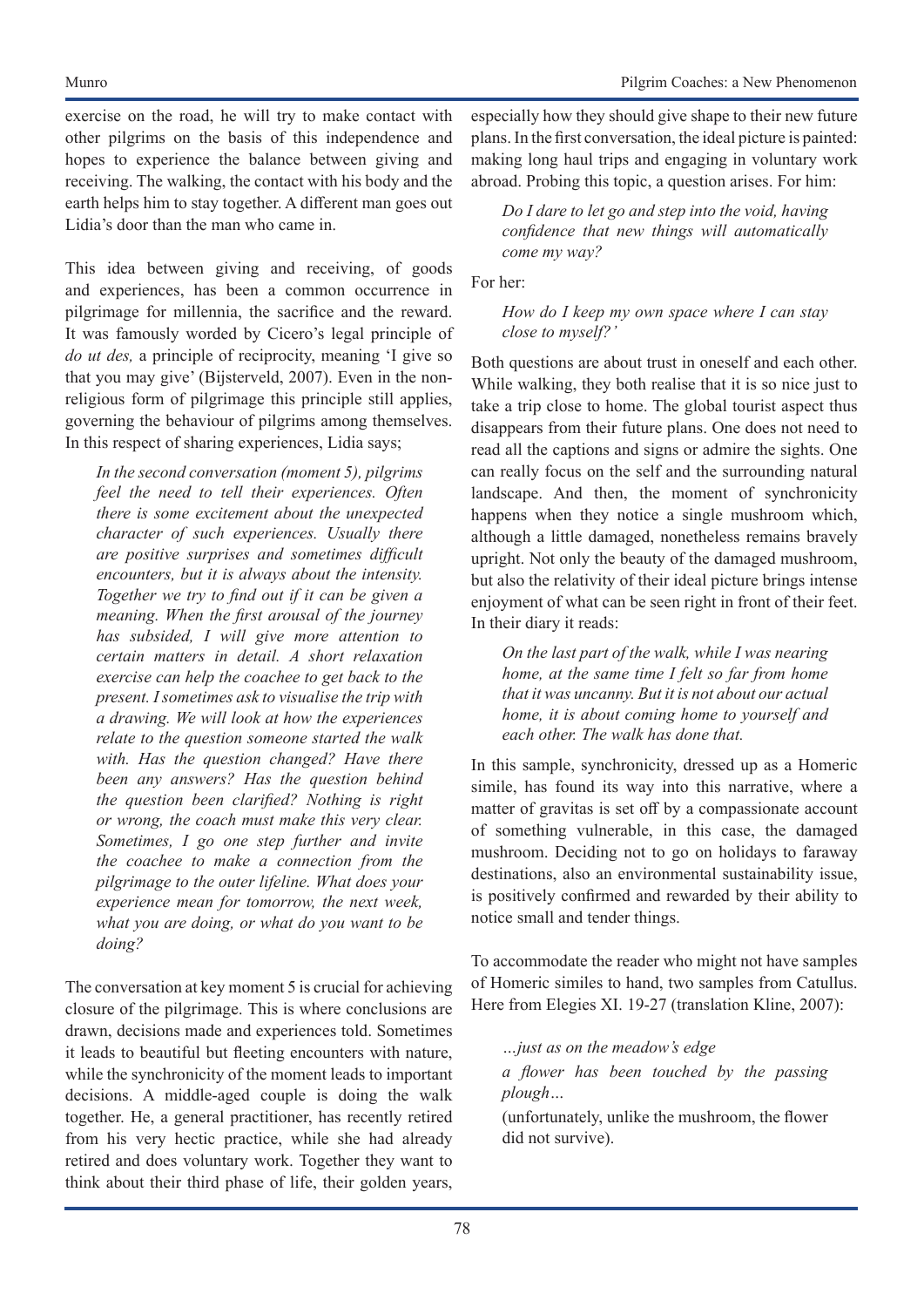exercise on the road, he will try to make contact with other pilgrims on the basis of this independence and hopes to experience the balance between giving and receiving. The walking, the contact with his body and the earth helps him to stay together. A different man goes out Lidia's door than the man who came in.

This idea between giving and receiving, of goods and experiences, has been a common occurrence in pilgrimage for millennia, the sacrifice and the reward. It was famously worded by Cicero's legal principle of *do ut des,* a principle of reciprocity, meaning 'I give so that you may give' (Bijsterveld, 2007). Even in the non-religious form of pilgrimage this principle still applies, governing the behaviour of pilgrims among themselves. In this respect of sharing experiences, Lidia says;

> *In the second conversation (moment 5), pilgrims feel the need to tell their experiences. Often there is some excitement about the unexpected character of such experiences. Usually there are positive surprises and sometimes difficult encounters, but it is always about the intensity. Together we try to find out if it can be given a meaning. When the first arousal of the journey has subsided, I will give more attention to certain matters in detail. A short relaxation exercise can help the coachee to get back to the present. I sometimes ask to visualise the trip with a drawing. We will look at how the experiences relate to the question someone started the walk with. Has the question changed? Have there been any answers? Has the question behind the question been clarified? Nothing is right or wrong, the coach must make this very clear. Sometimes, I go one step further and invite the coachee to make a connection from the pilgrimage to the outer lifeline. What does your experience mean for tomorrow, the next week, what you are doing, or what do you want to be doing?*

The conversation at key moment 5 is crucial for achieving closure of the pilgrimage. This is where conclusions are drawn, decisions made and experiences told. Sometimes it leads to beautiful but fleeting encounters with nature, while the synchronicity of the moment leads to important decisions. A middle-aged couple is doing the walk together. He, a general practitioner, has recently retired from his very hectic practice, while she had already retired and does voluntary work. Together they want to think about their third phase of life, their golden years, especially how they should give shape to their new future plans. In the first conversation, the ideal picture is painted: making long haul trips and engaging in voluntary work abroad. Probing this topic, a question arises. For him:

> *Do I dare to let go and step into the void, having confidence that new things will automatically come my way?*

For her:

> *How do I keep my own space where I can stay close to myself?'*

Both questions are about trust in oneself and each other. While walking, they both realise that it is so nice just to take a trip close to home. The global tourist aspect thus disappears from their future plans. One does not need to read all the captions and signs or admire the sights. One can really focus on the self and the surrounding natural landscape. And then, the moment of synchronicity happens when they notice a single mushroom which, although a little damaged, nonetheless remains bravely upright. Not only the beauty of the damaged mushroom, but also the relativity of their ideal picture brings intense enjoyment of what can be seen right in front of their feet. In their diary it reads:

> *On the last part of the walk, while I was nearing home, at the same time I felt so far from home that it was uncanny. But it is not about our actual home, it is about coming home to yourself and each other. The walk has done that.*

In this sample, synchronicity, dressed up as a Homeric simile, has found its way into this narrative, where a matter of gravitas is set off by a compassionate account of something vulnerable, in this case, the damaged mushroom. Deciding not to go on holidays to faraway destinations, also an environmental sustainability issue, is positively confirmed and rewarded by their ability to notice small and tender things.

To accommodate the reader who might not have samples of Homeric similes to hand, two samples from Catullus. Here from Elegies XI. 19-27 (translation Kline, 2007):

> *…just as on the meadow's edge*
>
> *a flower has been touched by the passing plough…*
>
> (unfortunately, unlike the mushroom, the flower did not survive).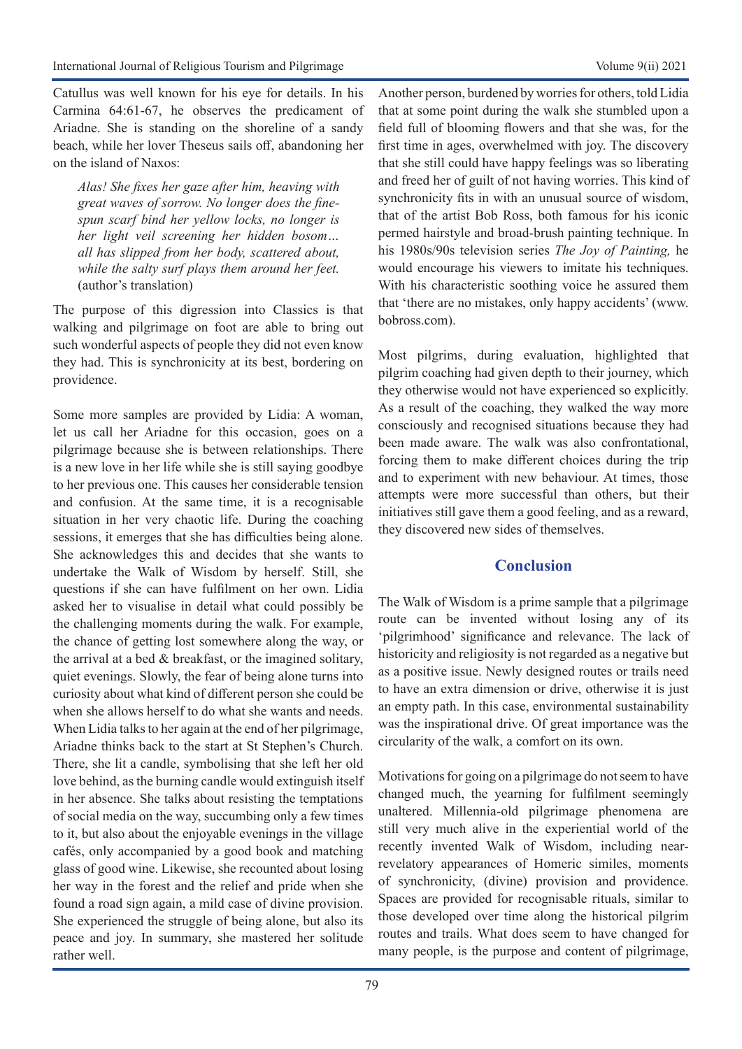Catullus was well known for his eye for details. In his Carmina 64:61-67, he observes the predicament of Ariadne. She is standing on the shoreline of a sandy beach, while her lover Theseus sails off, abandoning her on the island of Naxos:

> *Alas! She fixes her gaze after him, heaving with great waves of sorrow. No longer does the fine-spun scarf bind her yellow locks, no longer is her light veil screening her hidden bosom… all has slipped from her body, scattered about, while the salty surf plays them around her feet.* (author's translation)

The purpose of this digression into Classics is that walking and pilgrimage on foot are able to bring out such wonderful aspects of people they did not even know they had. This is synchronicity at its best, bordering on providence.

Some more samples are provided by Lidia: A woman, let us call her Ariadne for this occasion, goes on a pilgrimage because she is between relationships. There is a new love in her life while she is still saying goodbye to her previous one. This causes her considerable tension and confusion. At the same time, it is a recognisable situation in her very chaotic life. During the coaching sessions, it emerges that she has difficulties being alone. She acknowledges this and decides that she wants to undertake the Walk of Wisdom by herself. Still, she questions if she can have fulfilment on her own. Lidia asked her to visualise in detail what could possibly be the challenging moments during the walk. For example, the chance of getting lost somewhere along the way, or the arrival at a bed & breakfast, or the imagined solitary, quiet evenings. Slowly, the fear of being alone turns into curiosity about what kind of different person she could be when she allows herself to do what she wants and needs. When Lidia talks to her again at the end of her pilgrimage, Ariadne thinks back to the start at St Stephen's Church. There, she lit a candle, symbolising that she left her old love behind, as the burning candle would extinguish itself in her absence. She talks about resisting the temptations of social media on the way, succumbing only a few times to it, but also about the enjoyable evenings in the village cafés, only accompanied by a good book and matching glass of good wine. Likewise, she recounted about losing her way in the forest and the relief and pride when she found a road sign again, a mild case of divine provision. She experienced the struggle of being alone, but also its peace and joy. In summary, she mastered her solitude rather well.

Another person, burdened by worries for others, told Lidia that at some point during the walk she stumbled upon a field full of blooming flowers and that she was, for the first time in ages, overwhelmed with joy. The discovery that she still could have happy feelings was so liberating and freed her of guilt of not having worries. This kind of synchronicity fits in with an unusual source of wisdom, that of the artist Bob Ross, both famous for his iconic permed hairstyle and broad-brush painting technique. In his 1980s/90s television series *The Joy of Painting,* he would encourage his viewers to imitate his techniques. With his characteristic soothing voice he assured them that 'there are no mistakes, only happy accidents' (www.bobross.com).

Most pilgrims, during evaluation, highlighted that pilgrim coaching had given depth to their journey, which they otherwise would not have experienced so explicitly. As a result of the coaching, they walked the way more consciously and recognised situations because they had been made aware. The walk was also confrontational, forcing them to make different choices during the trip and to experiment with new behaviour. At times, those attempts were more successful than others, but their initiatives still gave them a good feeling, and as a reward, they discovered new sides of themselves.

## Conclusion

The Walk of Wisdom is a prime sample that a pilgrimage route can be invented without losing any of its 'pilgrimhood' significance and relevance. The lack of historicity and religiosity is not regarded as a negative but as a positive issue. Newly designed routes or trails need to have an extra dimension or drive, otherwise it is just an empty path. In this case, environmental sustainability was the inspirational drive. Of great importance was the circularity of the walk, a comfort on its own.

Motivations for going on a pilgrimage do not seem to have changed much, the yearning for fulfilment seemingly unaltered. Millennia-old pilgrimage phenomena are still very much alive in the experiential world of the recently invented Walk of Wisdom, including near-revelatory appearances of Homeric similes, moments of synchronicity, (divine) provision and providence. Spaces are provided for recognisable rituals, similar to those developed over time along the historical pilgrim routes and trails. What does seem to have changed for many people, is the purpose and content of pilgrimage,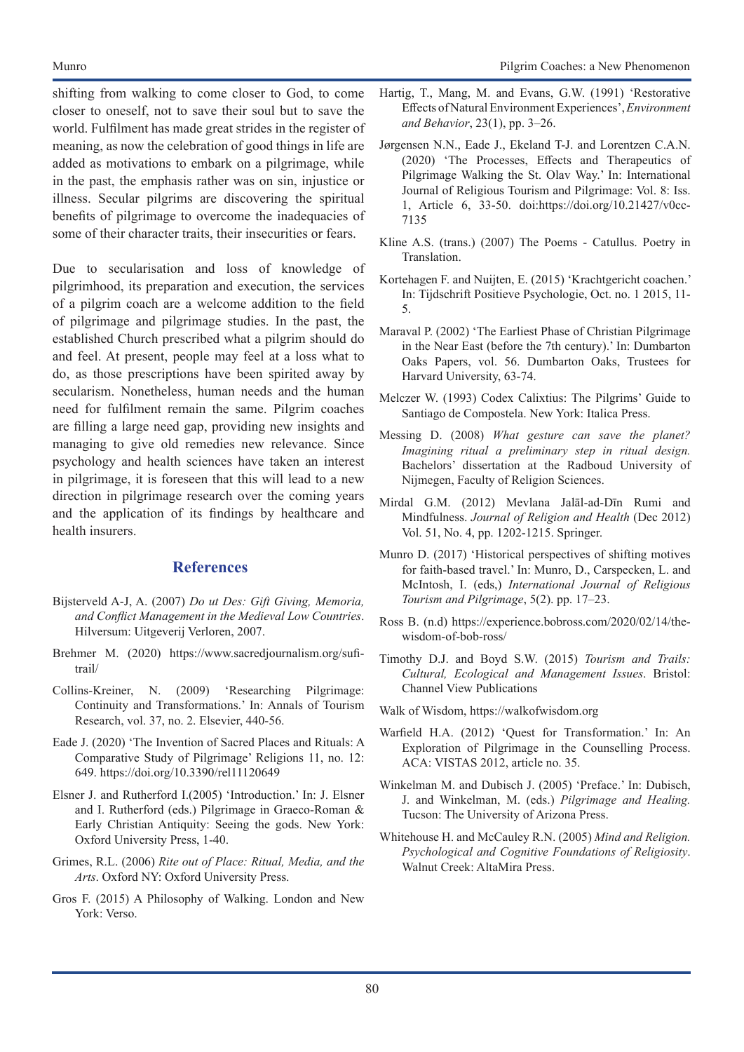shifting from walking to come closer to God, to come closer to oneself, not to save their soul but to save the world. Fulfilment has made great strides in the register of meaning, as now the celebration of good things in life are added as motivations to embark on a pilgrimage, while in the past, the emphasis rather was on sin, injustice or illness. Secular pilgrims are discovering the spiritual benefits of pilgrimage to overcome the inadequacies of some of their character traits, their insecurities or fears.

Due to secularisation and loss of knowledge of pilgrimhood, its preparation and execution, the services of a pilgrim coach are a welcome addition to the field of pilgrimage and pilgrimage studies. In the past, the established Church prescribed what a pilgrim should do and feel. At present, people may feel at a loss what to do, as those prescriptions have been spirited away by secularism. Nonetheless, human needs and the human need for fulfilment remain the same. Pilgrim coaches are filling a large need gap, providing new insights and managing to give old remedies new relevance. Since psychology and health sciences have taken an interest in pilgrimage, it is foreseen that this will lead to a new direction in pilgrimage research over the coming years and the application of its findings by healthcare and health insurers.

## References

Bijsterveld A-J, A. (2007) *Do ut Des: Gift Giving, Memoria, and Conflict Management in the Medieval Low Countries*. Hilversum: Uitgeverij Verloren, 2007.

Brehmer M. (2020) https://www.sacredjournalism.org/sufi-trail/

Collins-Kreiner, N. (2009) 'Researching Pilgrimage: Continuity and Transformations.' In: Annals of Tourism Research, vol. 37, no. 2. Elsevier, 440-56.

Eade J. (2020) 'The Invention of Sacred Places and Rituals: A Comparative Study of Pilgrimage' Religions 11, no. 12: 649. https://doi.org/10.3390/rel11120649

Elsner J. and Rutherford I.(2005) 'Introduction.' In: J. Elsner and I. Rutherford (eds.) Pilgrimage in Graeco-Roman & Early Christian Antiquity: Seeing the gods. New York: Oxford University Press, 1-40.

Grimes, R.L. (2006) *Rite out of Place: Ritual, Media, and the Arts*. Oxford NY: Oxford University Press.

Gros F. (2015) A Philosophy of Walking. London and New York: Verso.

Hartig, T., Mang, M. and Evans, G.W. (1991) 'Restorative Effects of Natural Environment Experiences', *Environment and Behavior*, 23(1), pp. 3–26.

Jørgensen N.N., Eade J., Ekeland T-J. and Lorentzen C.A.N. (2020) 'The Processes, Effects and Therapeutics of Pilgrimage Walking the St. Olav Way.' In: International Journal of Religious Tourism and Pilgrimage: Vol. 8: Iss. 1, Article 6, 33-50. doi:https://doi.org/10.21427/v0cc-7135

Kline A.S. (trans.) (2007) The Poems - Catullus. Poetry in Translation.

Kortehagen F. and Nuijten, E. (2015) 'Krachtgericht coachen.' In: Tijdschrift Positieve Psychologie, Oct. no. 1 2015, 11-5.

Maraval P. (2002) 'The Earliest Phase of Christian Pilgrimage in the Near East (before the 7th century).' In: Dumbarton Oaks Papers, vol. 56. Dumbarton Oaks, Trustees for Harvard University, 63-74.

Melczer W. (1993) Codex Calixtius: The Pilgrims' Guide to Santiago de Compostela. New York: Italica Press.

Messing D. (2008) *What gesture can save the planet? Imagining ritual a preliminary step in ritual design.* Bachelors' dissertation at the Radboud University of Nijmegen, Faculty of Religion Sciences.

Mirdal G.M. (2012) Mevlana Jalāl-ad-Dīn Rumi and Mindfulness. *Journal of Religion and Health* (Dec 2012) Vol. 51, No. 4, pp. 1202-1215. Springer.

Munro D. (2017) 'Historical perspectives of shifting motives for faith-based travel.' In: Munro, D., Carspecken, L. and McIntosh, I. (eds,) *International Journal of Religious Tourism and Pilgrimage*, 5(2). pp. 17–23.

Ross B. (n.d) https://experience.bobross.com/2020/02/14/the-wisdom-of-bob-ross/

Timothy D.J. and Boyd S.W. (2015) *Tourism and Trails: Cultural, Ecological and Management Issues*. Bristol: Channel View Publications

Walk of Wisdom, https://walkofwisdom.org

Warfield H.A. (2012) 'Quest for Transformation.' In: An Exploration of Pilgrimage in the Counselling Process. ACA: VISTAS 2012, article no. 35.

Winkelman M. and Dubisch J. (2005) 'Preface.' In: Dubisch, J. and Winkelman, M. (eds.) *Pilgrimage and Healing.* Tucson: The University of Arizona Press.

Whitehouse H. and McCauley R.N. (2005) *Mind and Religion. Psychological and Cognitive Foundations of Religiosity*. Walnut Creek: AltaMira Press.